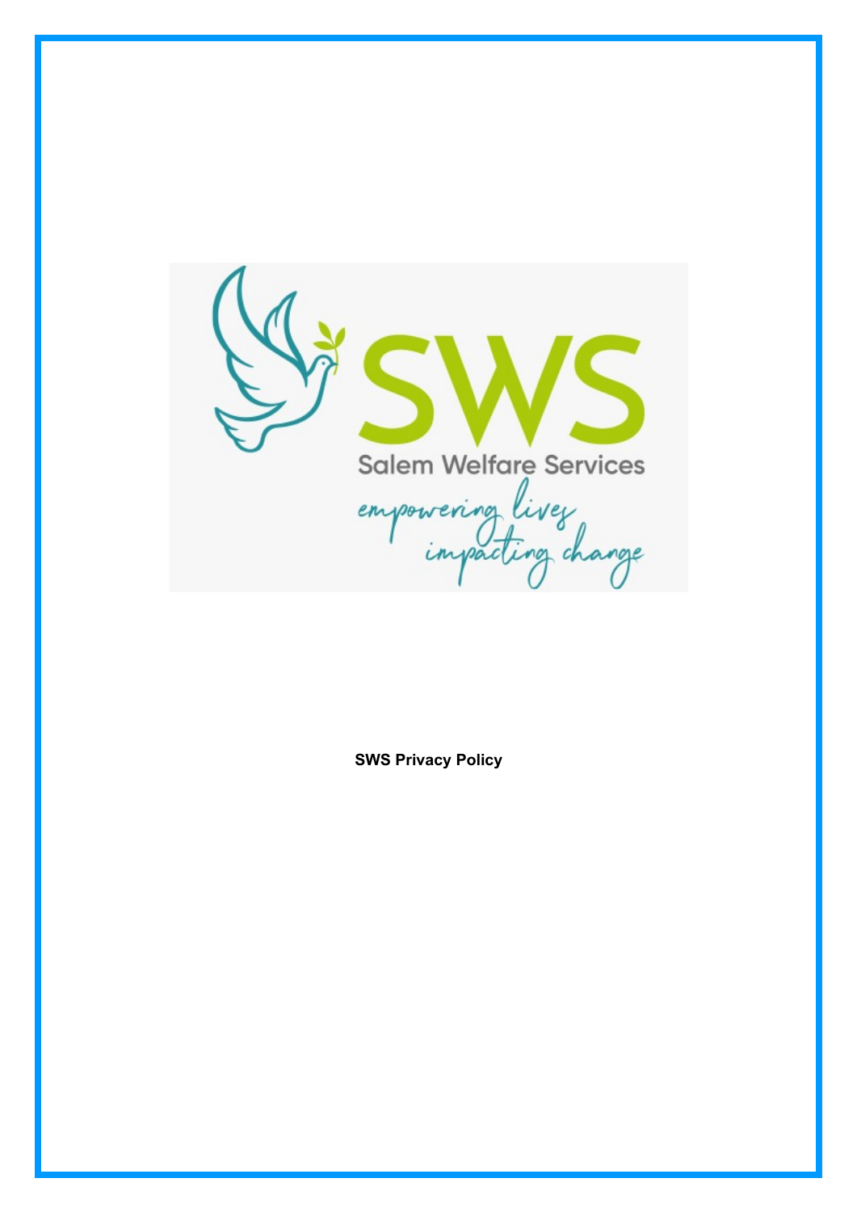Salem Welfare Services

empowering lives impacting change

**SWS Privacy Policy**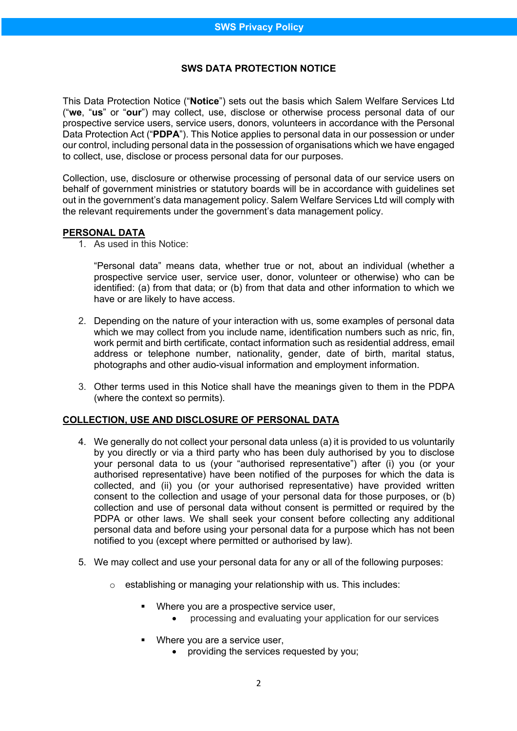## SWS DATA PROTECTION NOTICE

This Data Protection Notice ("**Notice**") sets out the basis which Salem Welfare Services Ltd ("**we**", "**us**" or "**our**") may collect, use, disclose or otherwise process personal data of our prospective service users, service users, donors, volunteers in accordance with the Personal Data Protection Act ("**PDPA**"). This Notice applies to personal data in our possession or under our control, including personal data in the possession of organisations which we have engaged to collect, use, disclose or process personal data for our purposes.

Collection, use, disclosure or otherwise processing of personal data of our service users on behalf of government ministries or statutory boards will be in accordance with guidelines set out in the government's data management policy. Salem Welfare Services Ltd will comply with the relevant requirements under the government's data management policy.

### PERSONAL DATA

1. As used in this Notice:

   "Personal data" means data, whether true or not, about an individual (whether a prospective service user, service user, donor, volunteer or otherwise) who can be identified: (a) from that data; or (b) from that data and other information to which we have or are likely to have access.

2. Depending on the nature of your interaction with us, some examples of personal data which we may collect from you include name, identification numbers such as nric, fin, work permit and birth certificate, contact information such as residential address, email address or telephone number, nationality, gender, date of birth, marital status, photographs and other audio-visual information and employment information.

3. Other terms used in this Notice shall have the meanings given to them in the PDPA (where the context so permits).

### COLLECTION, USE AND DISCLOSURE OF PERSONAL DATA

4. We generally do not collect your personal data unless (a) it is provided to us voluntarily by you directly or via a third party who has been duly authorised by you to disclose your personal data to us (your "authorised representative") after (i) you (or your authorised representative) have been notified of the purposes for which the data is collected, and (ii) you (or your authorised representative) have provided written consent to the collection and usage of your personal data for those purposes, or (b) collection and use of personal data without consent is permitted or required by the PDPA or other laws. We shall seek your consent before collecting any additional personal data and before using your personal data for a purpose which has not been notified to you (except where permitted or authorised by law).

5. We may collect and use your personal data for any or all of the following purposes:

   - establishing or managing your relationship with us. This includes:
     - Where you are a prospective service user,
       - processing and evaluating your application for our services
     - Where you are a service user,
       - providing the services requested by you;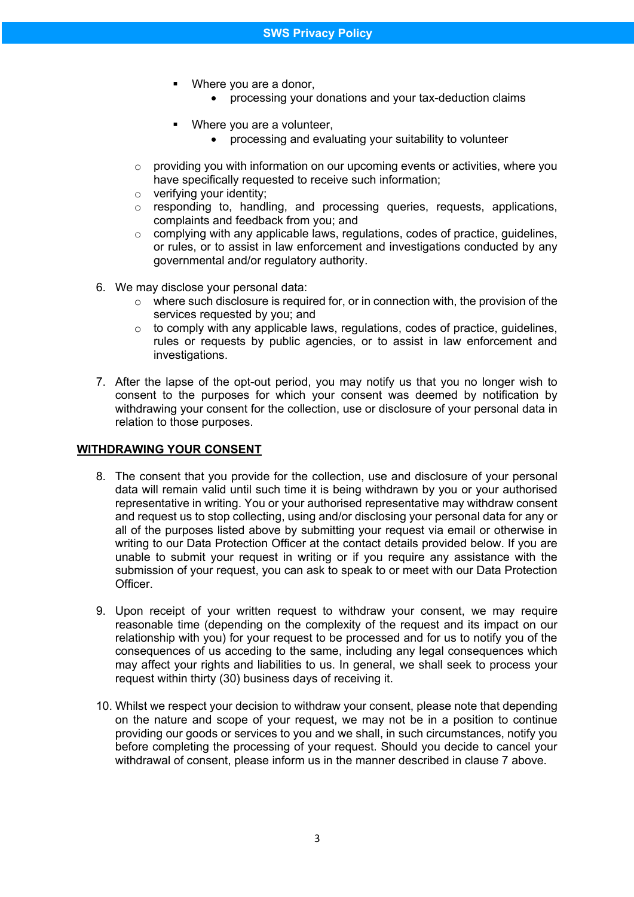- Where you are a donor,
            - processing your donations and your tax-deduction claims

        - Where you are a volunteer,
            - processing and evaluating your suitability to volunteer

    - providing you with information on our upcoming events or activities, where you have specifically requested to receive such information;
    - verifying your identity;
    - responding to, handling, and processing queries, requests, applications, complaints and feedback from you; and
    - complying with any applicable laws, regulations, codes of practice, guidelines, or rules, or to assist in law enforcement and investigations conducted by any governmental and/or regulatory authority.

6. We may disclose your personal data:
    - where such disclosure is required for, or in connection with, the provision of the services requested by you; and
    - to comply with any applicable laws, regulations, codes of practice, guidelines, rules or requests by public agencies, or to assist in law enforcement and investigations.

7. After the lapse of the opt-out period, you may notify us that you no longer wish to consent to the purposes for which your consent was deemed by notification by withdrawing your consent for the collection, use or disclosure of your personal data in relation to those purposes.

## WITHDRAWING YOUR CONSENT

8. The consent that you provide for the collection, use and disclosure of your personal data will remain valid until such time it is being withdrawn by you or your authorised representative in writing. You or your authorised representative may withdraw consent and request us to stop collecting, using and/or disclosing your personal data for any or all of the purposes listed above by submitting your request via email or otherwise in writing to our Data Protection Officer at the contact details provided below. If you are unable to submit your request in writing or if you require any assistance with the submission of your request, you can ask to speak to or meet with our Data Protection Officer.

9. Upon receipt of your written request to withdraw your consent, we may require reasonable time (depending on the complexity of the request and its impact on our relationship with you) for your request to be processed and for us to notify you of the consequences of us acceding to the same, including any legal consequences which may affect your rights and liabilities to us. In general, we shall seek to process your request within thirty (30) business days of receiving it.

10. Whilst we respect your decision to withdraw your consent, please note that depending on the nature and scope of your request, we may not be in a position to continue providing our goods or services to you and we shall, in such circumstances, notify you before completing the processing of your request. Should you decide to cancel your withdrawal of consent, please inform us in the manner described in clause 7 above.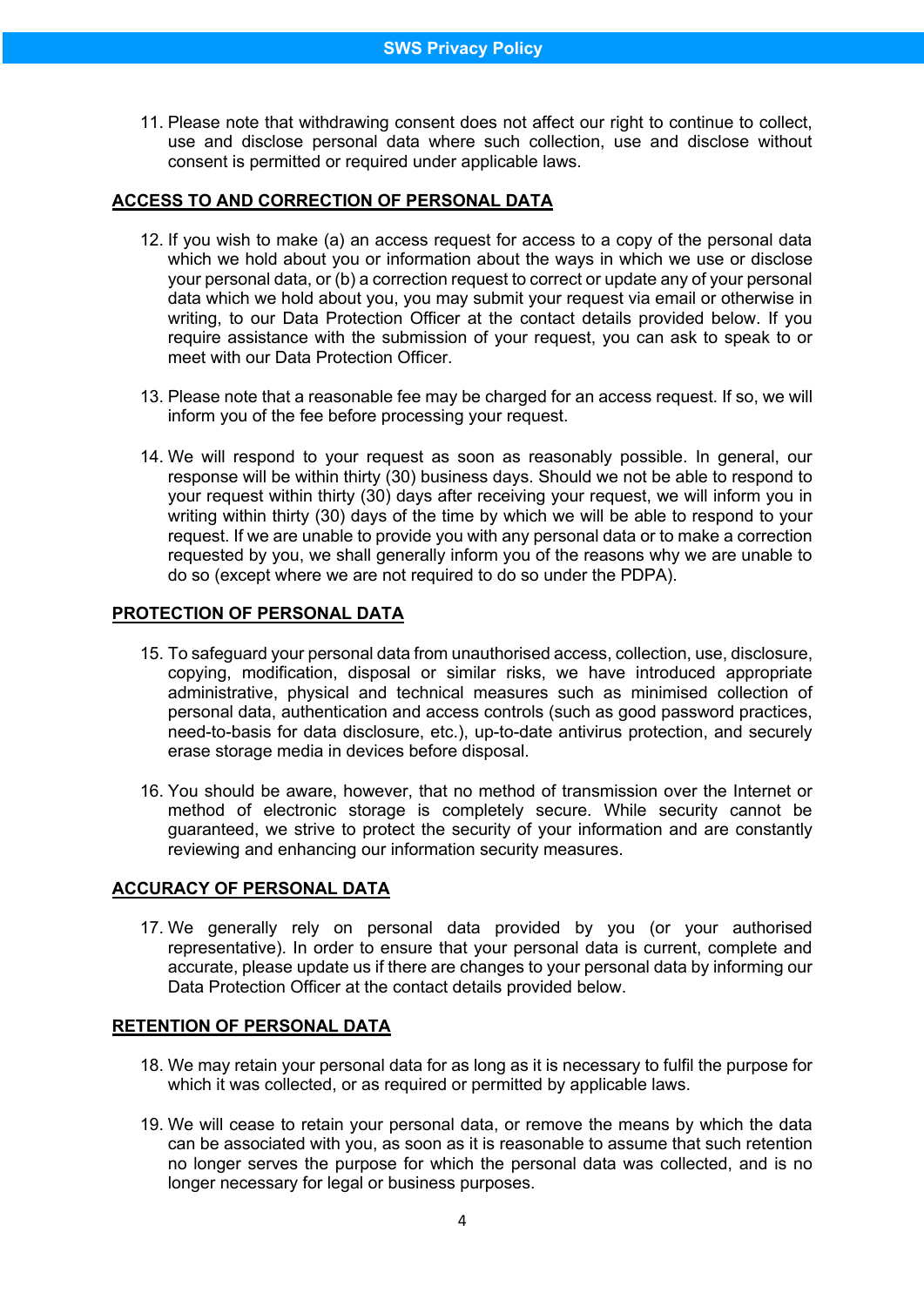11. Please note that withdrawing consent does not affect our right to continue to collect, use and disclose personal data where such collection, use and disclose without consent is permitted or required under applicable laws.

## ACCESS TO AND CORRECTION OF PERSONAL DATA

12. If you wish to make (a) an access request for access to a copy of the personal data which we hold about you or information about the ways in which we use or disclose your personal data, or (b) a correction request to correct or update any of your personal data which we hold about you, you may submit your request via email or otherwise in writing, to our Data Protection Officer at the contact details provided below. If you require assistance with the submission of your request, you can ask to speak to or meet with our Data Protection Officer.

13. Please note that a reasonable fee may be charged for an access request. If so, we will inform you of the fee before processing your request.

14. We will respond to your request as soon as reasonably possible. In general, our response will be within thirty (30) business days. Should we not be able to respond to your request within thirty (30) days after receiving your request, we will inform you in writing within thirty (30) days of the time by which we will be able to respond to your request. If we are unable to provide you with any personal data or to make a correction requested by you, we shall generally inform you of the reasons why we are unable to do so (except where we are not required to do so under the PDPA).

## PROTECTION OF PERSONAL DATA

15. To safeguard your personal data from unauthorised access, collection, use, disclosure, copying, modification, disposal or similar risks, we have introduced appropriate administrative, physical and technical measures such as minimised collection of personal data, authentication and access controls (such as good password practices, need-to-basis for data disclosure, etc.), up-to-date antivirus protection, and securely erase storage media in devices before disposal.

16. You should be aware, however, that no method of transmission over the Internet or method of electronic storage is completely secure. While security cannot be guaranteed, we strive to protect the security of your information and are constantly reviewing and enhancing our information security measures.

## ACCURACY OF PERSONAL DATA

17. We generally rely on personal data provided by you (or your authorised representative). In order to ensure that your personal data is current, complete and accurate, please update us if there are changes to your personal data by informing our Data Protection Officer at the contact details provided below.

## RETENTION OF PERSONAL DATA

18. We may retain your personal data for as long as it is necessary to fulfil the purpose for which it was collected, or as required or permitted by applicable laws.

19. We will cease to retain your personal data, or remove the means by which the data can be associated with you, as soon as it is reasonable to assume that such retention no longer serves the purpose for which the personal data was collected, and is no longer necessary for legal or business purposes.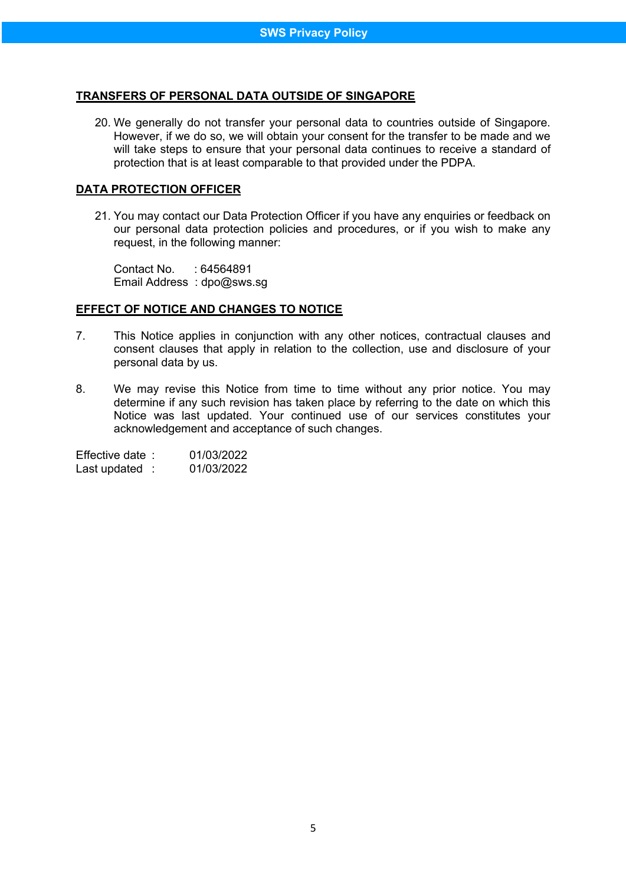## TRANSFERS OF PERSONAL DATA OUTSIDE OF SINGAPORE

20. We generally do not transfer your personal data to countries outside of Singapore. However, if we do so, we will obtain your consent for the transfer to be made and we will take steps to ensure that your personal data continues to receive a standard of protection that is at least comparable to that provided under the PDPA.

## DATA PROTECTION OFFICER

21. You may contact our Data Protection Officer if you have any enquiries or feedback on our personal data protection policies and procedures, or if you wish to make any request, in the following manner:

    Contact No. : 64564891
    Email Address : dpo@sws.sg

## EFFECT OF NOTICE AND CHANGES TO NOTICE

7. This Notice applies in conjunction with any other notices, contractual clauses and consent clauses that apply in relation to the collection, use and disclosure of your personal data by us.

8. We may revise this Notice from time to time without any prior notice. You may determine if any such revision has taken place by referring to the date on which this Notice was last updated. Your continued use of our services constitutes your acknowledgement and acceptance of such changes.

Effective date : 01/03/2022
Last updated : 01/03/2022